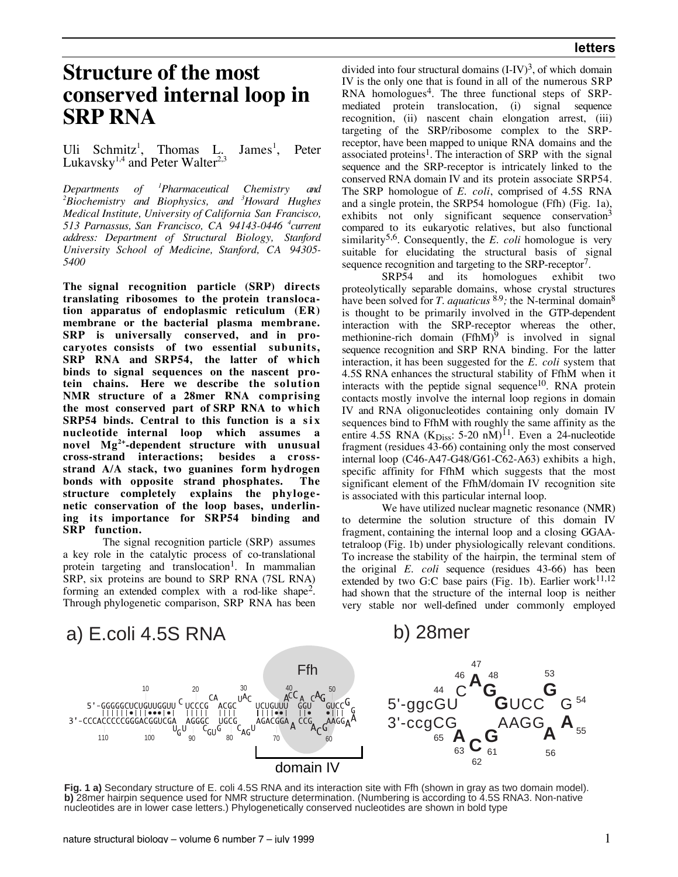# Structure of the most conserved internal loop in SRP RNA

Uli Schmitz[1], Thomas L. James[1], Peter Lukavsky[1,4] and Peter Walter[2,3]

*Departments of [1]Pharmaceutical Chemistry and [2]Biochemistry and Biophysics, and [3]Howard Hughes Medical Institute, University of California San Francisco, 513 Parnassus, San Francisco, CA 94143-0446 [4]current address: Department of Structural Biology, Stanford University School of Medicine, Stanford, CA 94305-5400*

**The signal recognition particle (SRP) directs translating ribosomes to the protein translocation apparatus of endoplasmic reticulum (ER) membrane or the bacterial plasma membrane. SRP is universally conserved, and in procaryotes consists of two essential subunits, SRP RNA and SRP54, the latter of which binds to signal sequences on the nascent protein chains. Here we describe the solution NMR structure of a 28mer RNA comprising the most conserved part of SRP RNA to which SRP54 binds. Central to this function is a six nucleotide internal loop which assumes a novel $Mg^{2+}$-dependent structure with unusual cross-strand interactions; besides a cross-strand A/A stack, two guanines form hydrogen bonds with opposite strand phosphates. The structure completely explains the phylogenetic conservation of the loop bases, underlining its importance for SRP54 binding and SRP function.**

The signal recognition particle (SRP) assumes a key role in the catalytic process of co-translational protein targeting and translocation[1]. In mammalian SRP, six proteins are bound to SRP RNA (7SL RNA) forming an extended complex with a rod-like shape[2]. Through phylogenetic comparison, SRP RNA has been divided into four structural domains (I-IV)[3], of which domain IV is the only one that is found in all of the numerous SRP RNA homologues[4]. The three functional steps of SRP-mediated protein translocation, (i) signal sequence recognition, (ii) nascent chain elongation arrest, (iii) targeting of the SRP/ribosome complex to the SRP-receptor, have been mapped to unique RNA domains and the associated proteins[1]. The interaction of SRP with the signal sequence and the SRP-receptor is intricately linked to the conserved RNA domain IV and its protein associate SRP54. The SRP homologue of *E. coli*, comprised of 4.5S RNA and a single protein, the SRP54 homologue (Ffh) (Fig. 1a), exhibits not only significant sequence conservation[3] compared to its eukaryotic relatives, but also functional similarity[5,6]. Consequently, the *E. coli* homologue is very suitable for elucidating the structural basis of signal sequence recognition and targeting to the SRP-receptor[7].

SRP54 and its homologues exhibit two proteolytically separable domains, whose crystal structures have been solved for *T. aquaticus*[8,9]; the N-terminal domain[8] is thought to be primarily involved in the GTP-dependent interaction with the SRP-receptor whereas the other, methionine-rich domain (FfhM)[9] is involved in signal sequence recognition and SRP RNA binding. For the latter interaction, it has been suggested for the *E. coli* system that 4.5S RNA enhances the structural stability of FfhM when it interacts with the peptide signal sequence[10]. RNA protein contacts mostly involve the internal loop regions in domain IV and RNA oligonucleotides containing only domain IV sequences bind to FfhM with roughly the same affinity as the entire 4.5S RNA ($K_{Diss}$: 5-20 nM)[11]. Even a 24-nucleotide fragment (residues 43-66) containing only the most conserved internal loop (C46-A47-G48/G61-C62-A63) exhibits a high, specific affinity for FfhM which suggests that the most significant element of the FfhM/domain IV recognition site is associated with this particular internal loop.

We have utilized nuclear magnetic resonance (NMR) to determine the solution structure of this domain IV fragment, containing the internal loop and a closing GGAA-tetraloop (Fig. 1b) under physiologically relevant conditions. To increase the stability of the hairpin, the terminal stem of the original *E. coli* sequence (residues 43-66) has been extended by two G:C base pairs (Fig. 1b). Earlier work[11,12] had shown that the structure of the internal loop is neither very stable nor well-defined under commonly employed

**Fig. 1 a)** Secondary structure of E. coli 4.5S RNA and its interaction site with Ffh (shown in gray as two domain model). **b)** 28mer hairpin sequence used for NMR structure determination. (Numbering is according to 4.5S RNA3. Non-native nucleotides are in lower case letters.) Phylogenetically conserved nucleotides are shown in bold type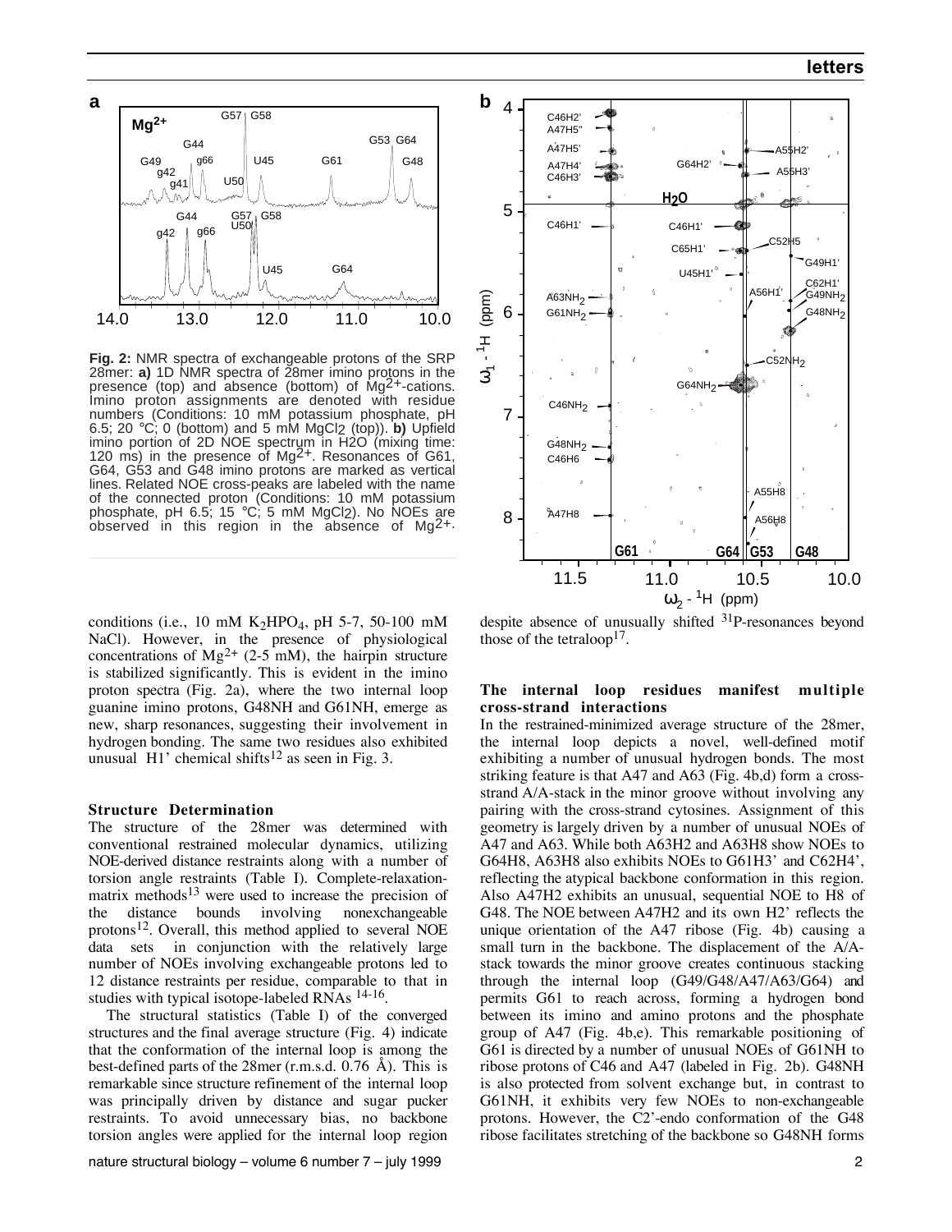**Fig. 2:** NMR spectra of exchangeable protons of the SRP 28mer: **a)** 1D NMR spectra of 28mer imino protons in the presence (top) and absence (bottom) of $Mg^{2+}$-cations. Imino proton assignments are denoted with residue numbers (Conditions: 10 mM potassium phosphate, pH 6.5; 20 °C; 0 (bottom) and 5 mM $MgCl_2$ (top)). **b)** Upfield imino portion of 2D NOE spectrum in $H_2O$ (mixing time: 120 ms) in the presence of $Mg^{2+}$. Resonances of G61, G64, G53 and G48 imino protons are marked as vertical lines. Related NOE cross-peaks are labeled with the name of the connected proton (Conditions: 10 mM potassium phosphate, pH 6.5; 15 °C; 5 mM $MgCl_2$). No NOEs are observed in this region in the absence of $Mg^{2+}$.

conditions (i.e., 10 mM $K_2HPO_4$, pH 5-7, 50-100 mM NaCl). However, in the presence of physiological concentrations of $Mg^{2+}$ (2-5 mM), the hairpin structure is stabilized significantly. This is evident in the imino proton spectra (Fig. 2a), where the two internal loop guanine imino protons, G48NH and G61NH, emerge as new, sharp resonances, suggesting their involvement in hydrogen bonding. The same two residues also exhibited unusual H1' chemical shifts[12] as seen in Fig. 3.

### Structure Determination

The structure of the 28mer was determined with conventional restrained molecular dynamics, utilizing NOE-derived distance restraints along with a number of torsion angle restraints (Table I). Complete-relaxation-matrix methods[13] were used to increase the precision of the distance bounds involving nonexchangeable protons[12]. Overall, this method applied to several NOE data sets in conjunction with the relatively large number of NOEs involving exchangeable protons led to 12 distance restraints per residue, comparable to that in studies with typical isotope-labeled RNAs [14-16].

The structural statistics (Table I) of the converged structures and the final average structure (Fig. 4) indicate that the conformation of the internal loop is among the best-defined parts of the 28mer (r.m.s.d. 0.76 Å). This is remarkable since structure refinement of the internal loop was principally driven by distance and sugar pucker restraints. To avoid unnecessary bias, no backbone torsion angles were applied for the internal loop region despite absence of unusually shifted $^{31}P$-resonances beyond those of the tetraloop[17].

### The internal loop residues manifest multiple cross-strand interactions

In the restrained-minimized average structure of the 28mer, the internal loop depicts a novel, well-defined motif exhibiting a number of unusual hydrogen bonds. The most striking feature is that A47 and A63 (Fig. 4b,d) form a cross-strand A/A-stack in the minor groove without involving any pairing with the cross-strand cytosines. Assignment of this geometry is largely driven by a number of unusual NOEs of A47 and A63. While both A63H2 and A63H8 show NOEs to G64H8, A63H8 also exhibits NOEs to G61H3' and C62H4', reflecting the atypical backbone conformation in this region. Also A47H2 exhibits an unusual, sequential NOE to H8 of G48. The NOE between A47H2 and its own H2' reflects the unique orientation of the A47 ribose (Fig. 4b) causing a small turn in the backbone. The displacement of the A/A-stack towards the minor groove creates continuous stacking through the internal loop (G49/G48/A47/A63/G64) and permits G61 to reach across, forming a hydrogen bond between its imino and amino protons and the phosphate group of A47 (Fig. 4b,e). This remarkable positioning of G61 is directed by a number of unusual NOEs of G61NH to ribose protons of C46 and A47 (labeled in Fig. 2b). G48NH is also protected from solvent exchange but, in contrast to G61NH, it exhibits very few NOEs to non-exchangeable protons. However, the C2'-endo conformation of the G48 ribose facilitates stretching of the backbone so G48NH forms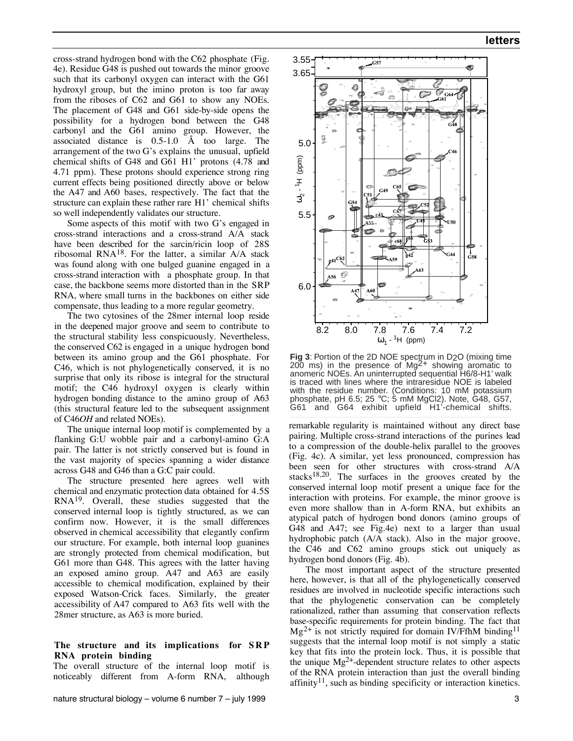cross-strand hydrogen bond with the C62 phosphate (Fig. 4e). Residue G48 is pushed out towards the minor groove such that its carbonyl oxygen can interact with the G61 hydroxyl group, but the imino proton is too far away from the riboses of C62 and G61 to show any NOEs. The placement of G48 and G61 side-by-side opens the possibility for a hydrogen bond between the G48 carbonyl and the G61 amino group. However, the associated distance is 0.5-1.0 Å too large. The arrangement of the two G's explains the unusual, upfield chemical shifts of G48 and G61 H1' protons (4.78 and 4.71 ppm). These protons should experience strong ring current effects being positioned directly above or below the A47 and A60 bases, respectively. The fact that the structure can explain these rather rare H1' chemical shifts so well independently validates our structure.

Some aspects of this motif with two G's engaged in cross-strand interactions and a cross-strand A/A stack have been described for the sarcin/ricin loop of 28S ribosomal RNA[18]. For the latter, a similar A/A stack was found along with one bulged guanine engaged in a cross-strand interaction with a phosphate group. In that case, the backbone seems more distorted than in the SRP RNA, where small turns in the backbones on either side compensate, thus leading to a more regular geometry.

The two cytosines of the 28mer internal loop reside in the deepened major groove and seem to contribute to the structural stability less conspicuously. Nevertheless, the conserved C62 is engaged in a unique hydrogen bond between its amino group and the G61 phosphate. For C46, which is not phylogenetically conserved, it is no surprise that only its ribose is integral for the structural motif; the C46 hydroxyl oxygen is clearly within hydrogen bonding distance to the amino group of A63 (this structural feature led to the subsequent assignment of C46*OH* and related NOEs).

The unique internal loop motif is complemented by a flanking G:U wobble pair and a carbonyl-amino G:A pair. The latter is not strictly conserved but is found in the vast majority of species spanning a wider distance across G48 and G46 than a G:C pair could.

The structure presented here agrees well with chemical and enzymatic protection data obtained for 4.5S RNA[19]. Overall, these studies suggested that the conserved internal loop is tightly structured, as we can confirm now. However, it is the small differences observed in chemical accessibility that elegantly confirm our structure. For example, both internal loop guanines are strongly protected from chemical modification, but G61 more than G48. This agrees with the latter having an exposed amino group. A47 and A63 are easily accessible to chemical modification, explained by their exposed Watson-Crick faces. Similarly, the greater accessibility of A47 compared to A63 fits well with the 28mer structure, as A63 is more buried.

### The structure and its implications for SRP RNA protein binding

The overall structure of the internal loop motif is noticeably different from A-form RNA, although remarkable regularity is maintained without any direct base pairing. Multiple cross-strand interactions of the purines lead to a compression of the double-helix parallel to the grooves (Fig. 4c). A similar, yet less pronounced, compression has been seen for other structures with cross-strand A/A stacks[18,20]. The surfaces in the grooves created by the conserved internal loop motif present a unique face for the interaction with proteins. For example, the minor groove is even more shallow than in A-form RNA, but exhibits an atypical patch of hydrogen bond donors (amino groups of G48 and A47; see Fig.4e) next to a larger than usual hydrophobic patch (A/A stack). Also in the major groove, the C46 and C62 amino groups stick out uniquely as hydrogen bond donors (Fig. 4b).

The most important aspect of the structure presented here, however, is that all of the phylogenetically conserved residues are involved in nucleotide specific interactions such that the phylogenetic conservation can be completely rationalized, rather than assuming that conservation reflects base-specific requirements for protein binding. The fact that $Mg^{2+}$ is not strictly required for domain IV/FfhM binding[11] suggests that the internal loop motif is not simply a static key that fits into the protein lock. Thus, it is possible that the unique $Mg^{2+}$-dependent structure relates to other aspects of the RNA protein interaction than just the overall binding affinity[11], such as binding specificity or interaction kinetics.

**Fig 3**: Portion of the 2D NOE spectrum in $D_2O$ (mixing time 200 ms) in the presence of $Mg^{2+}$ showing aromatic to anomeric NOEs. An uninterrupted sequential H6/8-H1' walk is traced with lines where the intraresidue NOE is labeled with the residue number. (Conditions: 10 mM potassium phosphate, pH 6.5; 25 °C; 5 mM $MgCl_2$). Note, G48, G57, G61 and G64 exhibit upfield H1'-chemical shifts.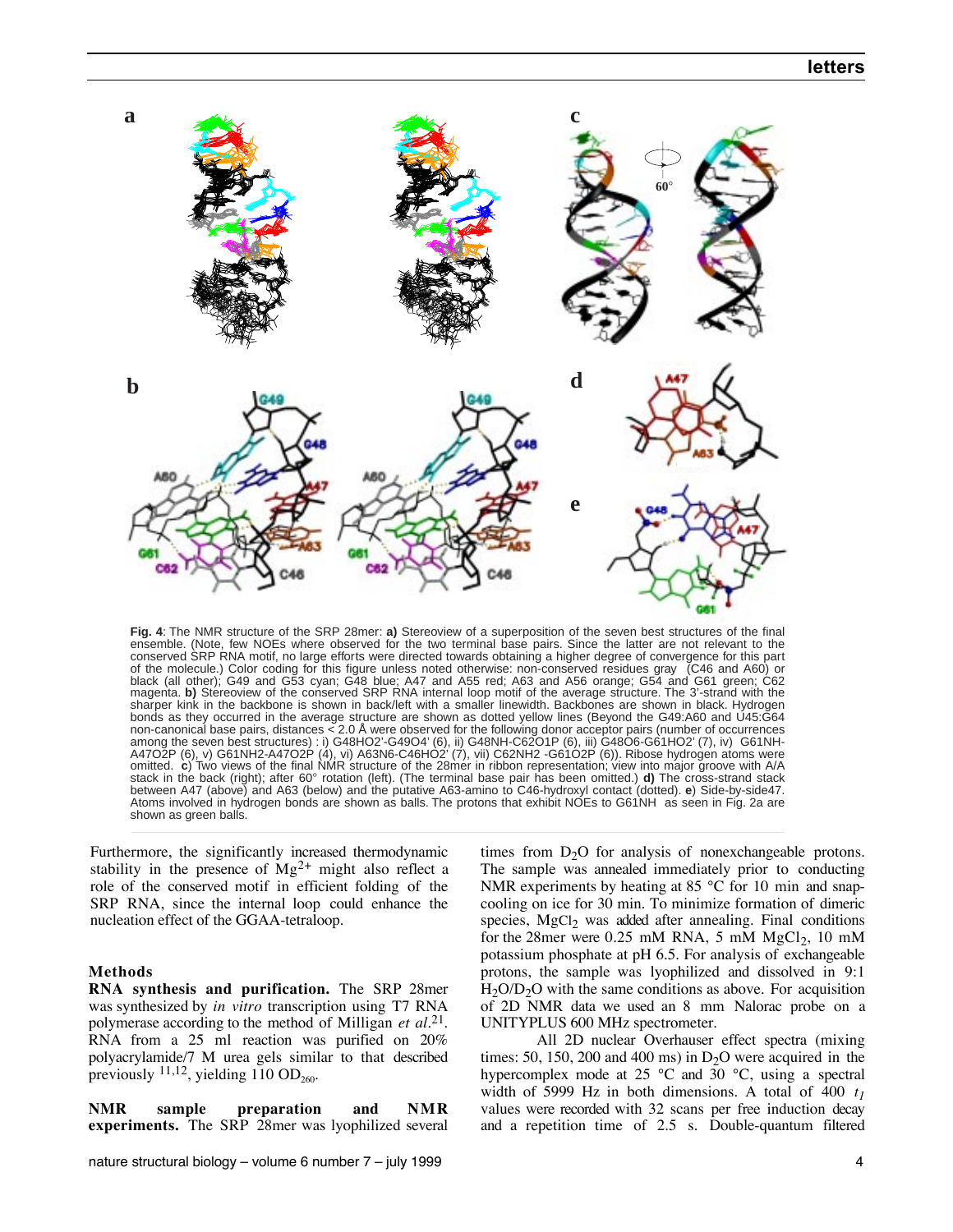**Fig. 4**: The NMR structure of the SRP 28mer: **a)** Stereoview of a superposition of the seven best structures of the final ensemble. (Note, few NOEs where observed for the two terminal base pairs. Since the latter are not relevant to the conserved SRP RNA motif, no large efforts were directed towards obtaining a higher degree of convergence for this part of the molecule.) Color coding for this figure unless noted otherwise: non-conserved residues gray (C46 and A60) or black (all other); G49 and G53 cyan; G48 blue; A47 and A55 red; A63 and A56 orange; G54 and G61 green; C62 magenta. **b)** Stereoview of the conserved SRP RNA internal loop motif of the average structure. The 3'-strand with the sharper kink in the backbone is shown in back/left with a smaller linewidth. Backbones are shown in black. Hydrogen bonds as they occurred in the average structure are shown as dotted yellow lines (Beyond the G49:A60 and U45:G64 non-canonical base pairs, distances < 2.0 Å were observed for the following donor acceptor pairs (number of occurrences among the seven best structures) : i) G48HO2'-G49O4' (6), ii) G48NH-C62O1P (6), iii) G48O6-G61HO2' (7), iv) G61NH-A47O2P (6), v) G61NH2-A47O2P (4), vi) A63N6-C46HO2' (7), vii) C62NH2 -G61O2P (6)). Ribose hydrogen atoms were omitted. **c**) Two views of the final NMR structure of the 28mer in ribbon representation; view into major groove with A/A stack in the back (right); after 60° rotation (left). (The terminal base pair has been omitted.) **d)** The cross-strand stack between A47 (above) and A63 (below) and the putative A63-amino to C46-hydroxyl contact (dotted). **e**) Side-by-side47. Atoms involved in hydrogen bonds are shown as balls. The protons that exhibit NOEs to G61NH as seen in Fig. 2a are shown as green balls.

Furthermore, the significantly increased thermodynamic stability in the presence of $Mg^{2+}$ might also reflect a role of the conserved motif in efficient folding of the SRP RNA, since the internal loop could enhance the nucleation effect of the GGAA-tetraloop.

## Methods

**RNA synthesis and purification.** The SRP 28mer was synthesized by *in vitro* transcription using T7 RNA polymerase according to the method of Milligan *et al.*[21]. RNA from a 25 ml reaction was purified on 20% polyacrylamide/7 M urea gels similar to that described previously [11,12], yielding 110 $OD_{260}$.

**NMR sample preparation and NMR experiments.** The SRP 28mer was lyophilized several times from $D_2O$ for analysis of nonexchangeable protons. The sample was annealed immediately prior to conducting NMR experiments by heating at 85 °C for 10 min and snap-cooling on ice for 30 min. To minimize formation of dimeric species, $MgCl_2$ was added after annealing. Final conditions for the 28mer were 0.25 mM RNA, 5 mM $MgCl_2$, 10 mM potassium phosphate at pH 6.5. For analysis of exchangeable protons, the sample was lyophilized and dissolved in 9:1 $H_2O/D_2O$ with the same conditions as above. For acquisition of 2D NMR data we used an 8 mm Nalorac probe on a UNITYPLUS 600 MHz spectrometer.

All 2D nuclear Overhauser effect spectra (mixing times: 50, 150, 200 and 400 ms) in $D_2O$ were acquired in the hypercomplex mode at 25 °C and 30 °C, using a spectral width of 5999 Hz in both dimensions. A total of 400 $t_1$ values were recorded with 32 scans per free induction decay and a repetition time of 2.5 s. Double-quantum filtered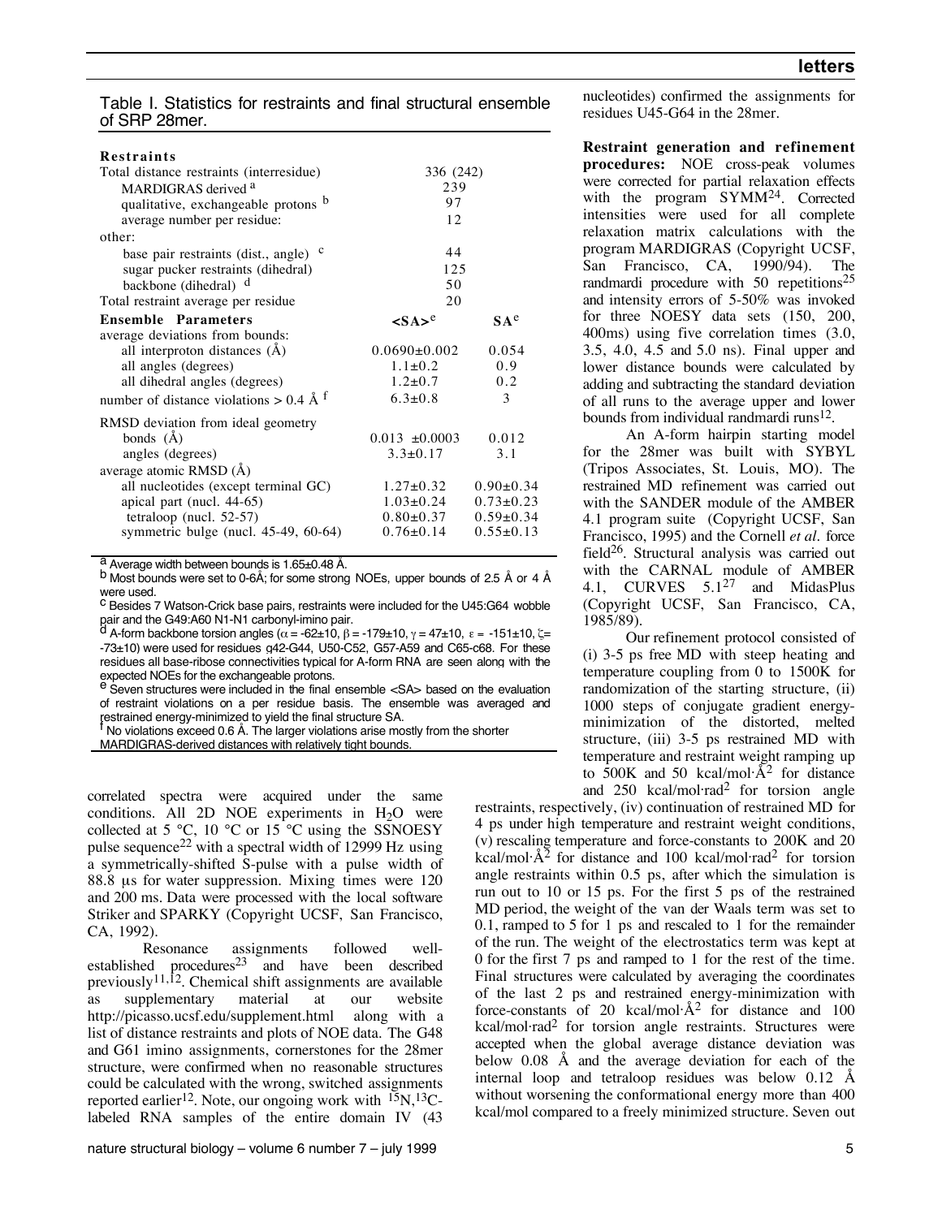Table I. Statistics for restraints and final structural ensemble of SRP 28mer.

| **Restraints** | | |
|---|---|---|
| Total distance restraints (interresidue) | 336 (242) | |
| MARDIGRAS derived [a] | 239 | |
| qualitative, exchangeable protons [b] | 97 | |
| average number per residue: | 12 | |
| other: | | |
| base pair restraints (dist., angle) [c] | 44 | |
| sugar pucker restraints (dihedral) | 125 | |
| backbone (dihedral) [d] | 50 | |
| Total restraint average per residue | 20 | |
| **Ensemble Parameters** | **<SA>[e]** | **SA[e]** |
| average deviations from bounds: | | |
| all interproton distances (Å) | 0.0690±0.002 | 0.054 |
| all angles (degrees) | 1.1±0.2 | 0.9 |
| all dihedral angles (degrees) | 1.2±0.7 | 0.2 |
| number of distance violations > 0.4 Å [f] | 6.3±0.8 | 3 |
| RMSD deviation from ideal geometry | | |
| bonds (Å) | 0.013 ±0.0003 | 0.012 |
| angles (degrees) | 3.3±0.17 | 3.1 |
| average atomic RMSD (Å) | | |
| all nucleotides (except terminal GC) | 1.27±0.32 | 0.90±0.34 |
| apical part (nucl. 44-65) | 1.03±0.24 | 0.73±0.23 |
| tetraloop (nucl. 52-57) | 0.80±0.37 | 0.59±0.34 |
| symmetric bulge (nucl. 45-49, 60-64) | 0.76±0.14 | 0.55±0.13 |

[a] Average width between bounds is 1.65±0.48 Å.
[b] Most bounds were set to 0-6Å; for some strong NOEs, upper bounds of 2.5 Å or 4 Å were used.
[c] Besides 7 Watson-Crick base pairs, restraints were included for the U45:G64 wobble pair and the G49:A60 N1-N1 carbonyl-imino pair.
[d] A-form backbone torsion angles ($\alpha$ = -62±10, $\beta$ = -179±10, $\gamma$ = 47±10, $\varepsilon$ = -151±10, $\zeta$= -73±10) were used for residues g42-G44, U50-C52, G57-A59 and C65-c68. For these residues all base-ribose connectivities typical for A-form RNA are seen along with the expected NOEs for the exchangeable protons.
[e] Seven structures were included in the final ensemble <SA> based on the evaluation of restraint violations on a per residue basis. The ensemble was averaged and restrained energy-minimized to yield the final structure SA.
[f] No violations exceed 0.6 Å. The larger violations arise mostly from the shorter MARDIGRAS-derived distances with relatively tight bounds.

correlated spectra were acquired under the same conditions. All 2D NOE experiments in $H_2O$ were collected at 5 °C, 10 °C or 15 °C using the SSNOESY pulse sequence[22] with a spectral width of 12999 Hz using a symmetrically-shifted S-pulse with a pulse width of 88.8 μs for water suppression. Mixing times were 120 and 200 ms. Data were processed with the local software Striker and SPARKY (Copyright UCSF, San Francisco, CA, 1992).

Resonance assignments followed well-established procedures[23] and have been described previously[11,12]. Chemical shift assignments are available as supplementary material at our website http://picasso.ucsf.edu/supplement.html along with a list of distance restraints and plots of NOE data. The G48 and G61 imino assignments, cornerstones for the 28mer structure, were confirmed when no reasonable structures could be calculated with the wrong, switched assignments reported earlier[12]. Note, our ongoing work with $^{15}N$,$^{13}C$-labeled RNA samples of the entire domain IV (43 nucleotides) confirmed the assignments for residues U45-G64 in the 28mer.

**Restraint generation and refinement procedures:** NOE cross-peak volumes were corrected for partial relaxation effects with the program SYMM[24]. Corrected intensities were used for all complete relaxation matrix calculations with the program MARDIGRAS (Copyright UCSF, San Francisco, CA, 1990/94). The randmardi procedure with 50 repetitions[25] and intensity errors of 5-50% was invoked for three NOESY data sets (150, 200, 400ms) using five correlation times (3.0, 3.5, 4.0, 4.5 and 5.0 ns). Final upper and lower distance bounds were calculated by adding and subtracting the standard deviation of all runs to the average upper and lower bounds from individual randmardi runs[12].

An A-form hairpin starting model for the 28mer was built with SYBYL (Tripos Associates, St. Louis, MO). The restrained MD refinement was carried out with the SANDER module of the AMBER 4.1 program suite (Copyright UCSF, San Francisco, 1995) and the Cornell *et al.* force field[26]. Structural analysis was carried out with the CARNAL module of AMBER 4.1, CURVES 5.1[27] and MidasPlus (Copyright UCSF, San Francisco, CA, 1985/89).

Our refinement protocol consisted of (i) 3-5 ps free MD with steep heating and temperature coupling from 0 to 1500K for randomization of the starting structure, (ii) 1000 steps of conjugate gradient energy-minimization of the distorted, melted structure, (iii) 3-5 ps restrained MD with temperature and restraint weight ramping up to 500K and 50 kcal/mol·Å$^2$ for distance and 250 kcal/mol·rad$^2$ for torsion angle restraints, respectively, (iv) continuation of restrained MD for 4 ps under high temperature and restraint weight conditions, (v) rescaling temperature and force-constants to 200K and 20 kcal/mol·Å$^2$ for distance and 100 kcal/mol·rad$^2$ for torsion angle restraints within 0.5 ps, after which the simulation is run out to 10 or 15 ps. For the first 5 ps of the restrained MD period, the weight of the van der Waals term was set to 0.1, ramped to 5 for 1 ps and rescaled to 1 for the remainder of the run. The weight of the electrostatics term was kept at 0 for the first 7 ps and ramped to 1 for the rest of the time. Final structures were calculated by averaging the coordinates of the last 2 ps and restrained energy-minimization with force-constants of 20 kcal/mol·Å$^2$ for distance and 100 kcal/mol·rad$^2$ for torsion angle restraints. Structures were accepted when the global average distance deviation was below 0.08 Å and the average deviation for each of the internal loop and tetraloop residues was below 0.12 Å without worsening the conformational energy more than 400 kcal/mol compared to a freely minimized structure. Seven out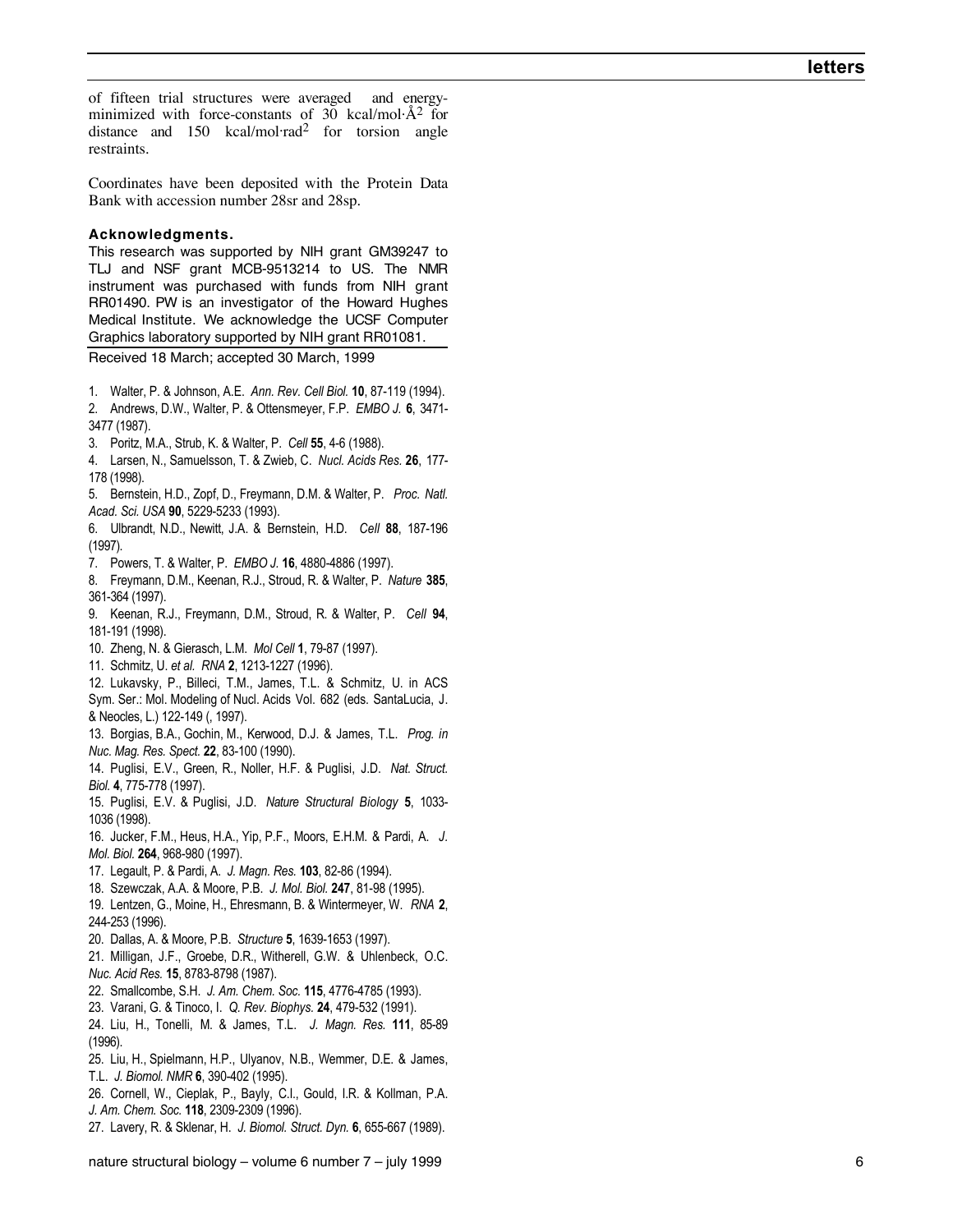of fifteen trial structures were averaged and energy-minimized with force-constants of 30 kcal/mol·$Å^2$ for distance and 150 kcal/mol·$rad^2$ for torsion angle restraints.

Coordinates have been deposited with the Protein Data Bank with accession number 28sr and 28sp.

**Acknowledgments.**

This research was supported by NIH grant GM39247 to TLJ and NSF grant MCB-9513214 to US. The NMR instrument was purchased with funds from NIH grant RR01490. PW is an investigator of the Howard Hughes Medical Institute. We acknowledge the UCSF Computer Graphics laboratory supported by NIH grant RR01081.

Received 18 March; accepted 30 March, 1999

1. Walter, P. & Johnson, A.E. *Ann. Rev. Cell Biol.* **10**, 87-119 (1994).
2. Andrews, D.W., Walter, P. & Ottensmeyer, F.P. *EMBO J.* **6**, 3471-3477 (1987).
3. Poritz, M.A., Strub, K. & Walter, P. *Cell* **55**, 4-6 (1988).
4. Larsen, N., Samuelsson, T. & Zwieb, C. *Nucl. Acids Res.* **26**, 177-178 (1998).
5. Bernstein, H.D., Zopf, D., Freymann, D.M. & Walter, P. *Proc. Natl. Acad. Sci. USA* **90**, 5229-5233 (1993).
6. Ulbrandt, N.D., Newitt, J.A. & Bernstein, H.D. *Cell* **88**, 187-196 (1997).
7. Powers, T. & Walter, P. *EMBO J.* **16**, 4880-4886 (1997).
8. Freymann, D.M., Keenan, R.J., Stroud, R. & Walter, P. *Nature* **385**, 361-364 (1997).
9. Keenan, R.J., Freymann, D.M., Stroud, R. & Walter, P. *Cell* **94**, 181-191 (1998).
10. Zheng, N. & Gierasch, L.M. *Mol Cell* **1**, 79-87 (1997).
11. Schmitz, U. *et al. RNA* **2**, 1213-1227 (1996).
12. Lukavsky, P., Billeci, T.M., James, T.L. & Schmitz, U. in ACS Sym. Ser.: Mol. Modeling of Nucl. Acids Vol. 682 (eds. SantaLucia, J. & Neocles, L.) 122-149 (, 1997).
13. Borgias, B.A., Gochin, M., Kerwood, D.J. & James, T.L. *Prog. in Nuc. Mag. Res. Spect.* **22**, 83-100 (1990).
14. Puglisi, E.V., Green, R., Noller, H.F. & Puglisi, J.D. *Nat. Struct. Biol.* **4**, 775-778 (1997).
15. Puglisi, E.V. & Puglisi, J.D. *Nature Structural Biology* **5**, 1033-1036 (1998).
16. Jucker, F.M., Heus, H.A., Yip, P.F., Moors, E.H.M. & Pardi, A. *J. Mol. Biol.* **264**, 968-980 (1997).
17. Legault, P. & Pardi, A. *J. Magn. Res.* **103**, 82-86 (1994).
18. Szewczak, A.A. & Moore, P.B. *J. Mol. Biol.* **247**, 81-98 (1995).
19. Lentzen, G., Moine, H., Ehresmann, B. & Wintermeyer, W. *RNA* **2**, 244-253 (1996).
20. Dallas, A. & Moore, P.B. *Structure* **5**, 1639-1653 (1997).
21. Milligan, J.F., Groebe, D.R., Witherell, G.W. & Uhlenbeck, O.C. *Nuc. Acid Res.* **15**, 8783-8798 (1987).
22. Smallcombe, S.H. *J. Am. Chem. Soc.* **115**, 4776-4785 (1993).
23. Varani, G. & Tinoco, I. *Q. Rev. Biophys.* **24**, 479-532 (1991).
24. Liu, H., Tonelli, M. & James, T.L. *J. Magn. Res.* **111**, 85-89 (1996).
25. Liu, H., Spielmann, H.P., Ulyanov, N.B., Wemmer, D.E. & James, T.L. *J. Biomol. NMR* **6**, 390-402 (1995).
26. Cornell, W., Cieplak, P., Bayly, C.I., Gould, I.R. & Kollman, P.A. *J. Am. Chem. Soc.* **118**, 2309-2309 (1996).
27. Lavery, R. & Sklenar, H. *J. Biomol. Struct. Dyn.* **6**, 655-667 (1989).